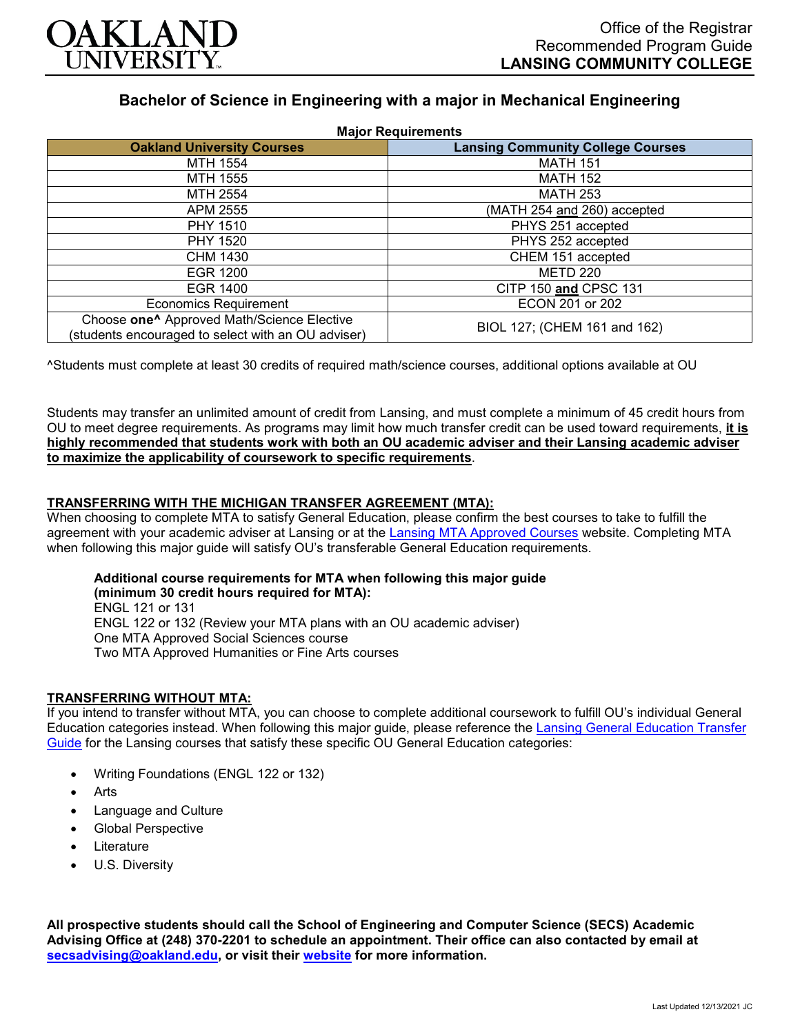# Bachelor of Science in Engineering with a major in Mechanical Engineering

**Major Requirements**

| Oakland University Courses | Lansing Community College Courses |
|---|---|
| MTH 1554 | MATH 151 |
| MTH 1555 | MATH 152 |
| MTH 2554 | MATH 253 |
| APM 2555 | (MATH 254 and 260) accepted |
| PHY 1510 | PHYS 251 accepted |
| PHY 1520 | PHYS 252 accepted |
| CHM 1430 | CHEM 151 accepted |
| EGR 1200 | METD 220 |
| EGR 1400 | CITP 150 **and** CPSC 131 |
| Economics Requirement | ECON 201 or 202 |
| Choose **one^** Approved Math/Science Elective (students encouraged to select with an OU adviser) | BIOL 127; (CHEM 161 and 162) |

^Students must complete at least 30 credits of required math/science courses, additional options available at OU

Students may transfer an unlimited amount of credit from Lansing, and must complete a minimum of 45 credit hours from OU to meet degree requirements. As programs may limit how much transfer credit can be used toward requirements, **it is highly recommended that students work with both an OU academic adviser and their Lansing academic adviser to maximize the applicability of coursework to specific requirements**.

### TRANSFERRING WITH THE MICHIGAN TRANSFER AGREEMENT (MTA):

When choosing to complete MTA to satisfy General Education, please confirm the best courses to take to fulfill the agreement with your academic adviser at Lansing or at the Lansing MTA Approved Courses website. Completing MTA when following this major guide will satisfy OU's transferable General Education requirements.

**Additional course requirements for MTA when following this major guide (minimum 30 credit hours required for MTA):**
ENGL 121 or 131
ENGL 122 or 132 (Review your MTA plans with an OU academic adviser)
One MTA Approved Social Sciences course
Two MTA Approved Humanities or Fine Arts courses

### TRANSFERRING WITHOUT MTA:

If you intend to transfer without MTA, you can choose to complete additional coursework to fulfill OU's individual General Education categories instead. When following this major guide, please reference the Lansing General Education Transfer Guide for the Lansing courses that satisfy these specific OU General Education categories:

- Writing Foundations (ENGL 122 or 132)
- Arts
- Language and Culture
- Global Perspective
- Literature
- U.S. Diversity

**All prospective students should call the School of Engineering and Computer Science (SECS) Academic Advising Office at (248) 370-2201 to schedule an appointment. Their office can also contacted by email at secsadvising@oakland.edu, or visit their website for more information.**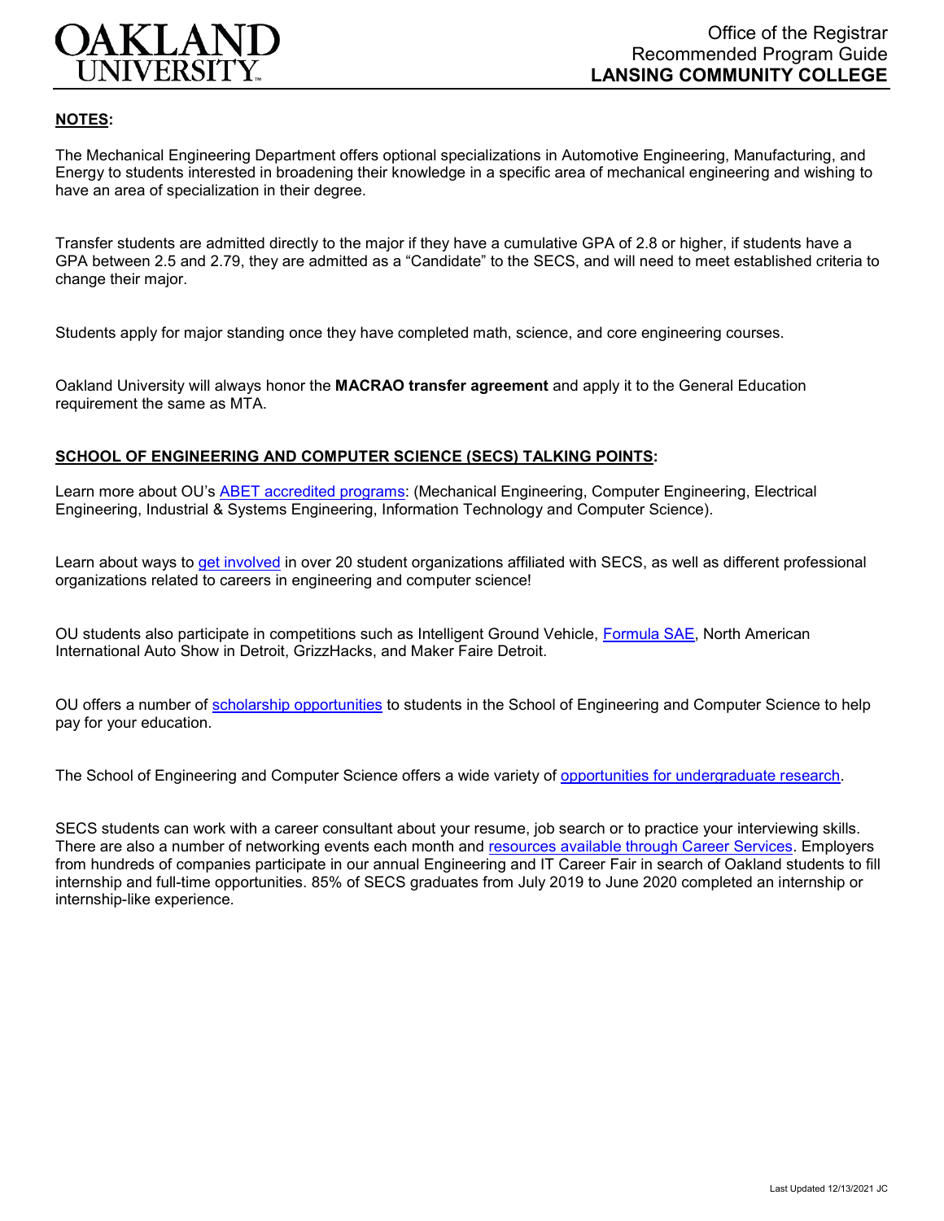**NOTES:**

The Mechanical Engineering Department offers optional specializations in Automotive Engineering, Manufacturing, and Energy to students interested in broadening their knowledge in a specific area of mechanical engineering and wishing to have an area of specialization in their degree.

Transfer students are admitted directly to the major if they have a cumulative GPA of 2.8 or higher, if students have a GPA between 2.5 and 2.79, they are admitted as a "Candidate" to the SECS, and will need to meet established criteria to change their major.

Students apply for major standing once they have completed math, science, and core engineering courses.

Oakland University will always honor the **MACRAO transfer agreement** and apply it to the General Education requirement the same as MTA.

**SCHOOL OF ENGINEERING AND COMPUTER SCIENCE (SECS) TALKING POINTS:**

Learn more about OU's ABET accredited programs: (Mechanical Engineering, Computer Engineering, Electrical Engineering, Industrial & Systems Engineering, Information Technology and Computer Science).

Learn about ways to get involved in over 20 student organizations affiliated with SECS, as well as different professional organizations related to careers in engineering and computer science!

OU students also participate in competitions such as Intelligent Ground Vehicle, Formula SAE, North American International Auto Show in Detroit, GrizzHacks, and Maker Faire Detroit.

OU offers a number of scholarship opportunities to students in the School of Engineering and Computer Science to help pay for your education.

The School of Engineering and Computer Science offers a wide variety of opportunities for undergraduate research.

SECS students can work with a career consultant about your resume, job search or to practice your interviewing skills. There are also a number of networking events each month and resources available through Career Services. Employers from hundreds of companies participate in our annual Engineering and IT Career Fair in search of Oakland students to fill internship and full-time opportunities. 85% of SECS graduates from July 2019 to June 2020 completed an internship or internship-like experience.

Last Updated 12/13/2021 JC